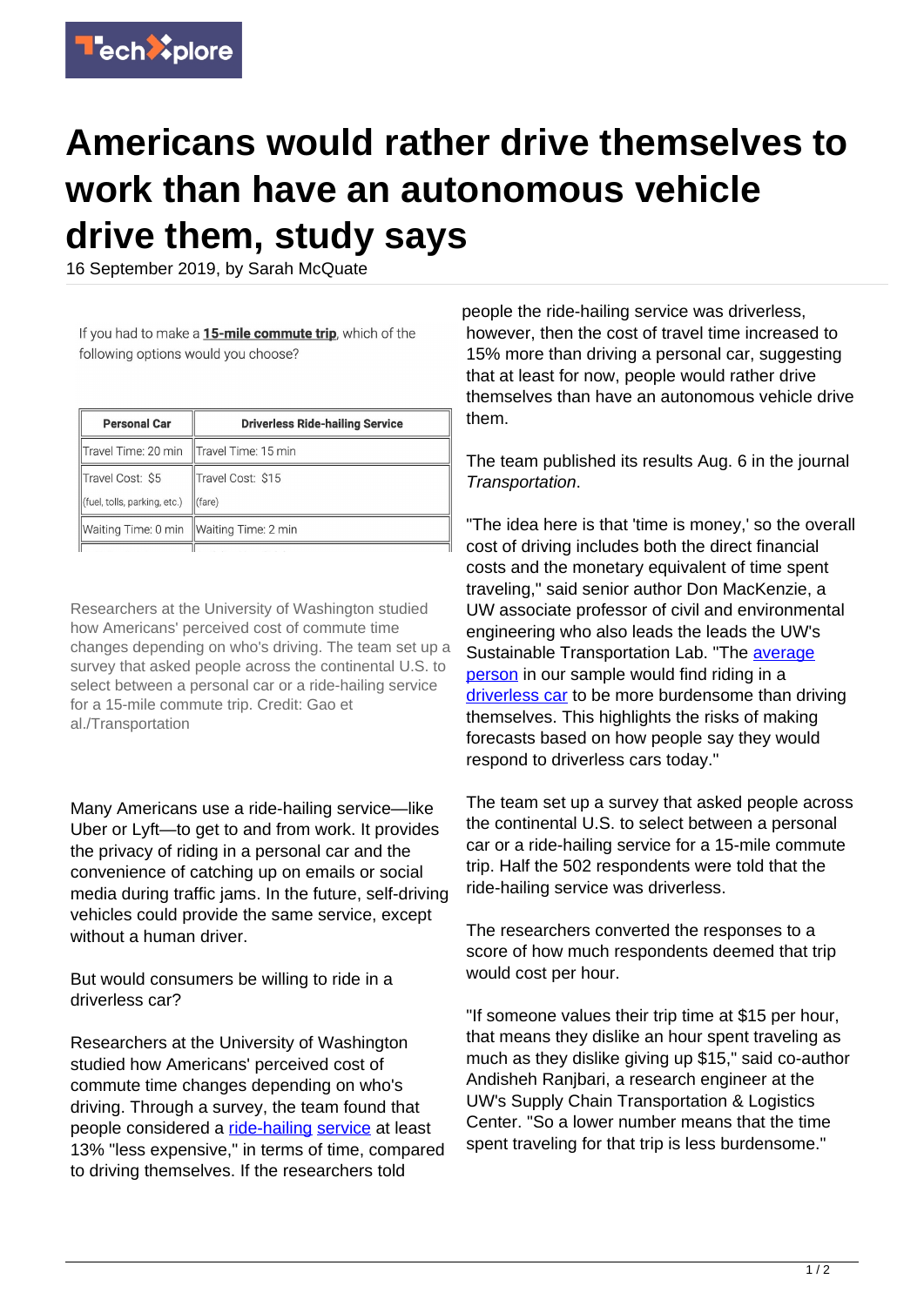# Americans would rather drive themselves to work than have an autonomous vehicle drive them, study says

16 September 2019, by Sarah McQuate

If you had to make a **15-mile commute trip**, which of the following options would you choose?

| Personal Car | Driverless Ride-hailing Service |
|---|---|
| Travel Time: 20 min | Travel Time: 15 min |
| Travel Cost: $5 (fuel, tolls, parking, etc.) | Travel Cost: $15 (fare) |
| Waiting Time: 0 min | Waiting Time: 2 min |

Researchers at the University of Washington studied how Americans' perceived cost of commute time changes depending on who's driving. The team set up a survey that asked people across the continental U.S. to select between a personal car or a ride-hailing service for a 15-mile commute trip. Credit: Gao et al./Transportation

Many Americans use a ride-hailing service—like Uber or Lyft—to get to and from work. It provides the privacy of riding in a personal car and the convenience of catching up on emails or social media during traffic jams. In the future, self-driving vehicles could provide the same service, except without a human driver.

But would consumers be willing to ride in a driverless car?

Researchers at the University of Washington studied how Americans' perceived cost of commute time changes depending on who's driving. Through a survey, the team found that people considered a ride-hailing service at least 13% "less expensive," in terms of time, compared to driving themselves. If the researchers told people the ride-hailing service was driverless, however, then the cost of travel time increased to 15% more than driving a personal car, suggesting that at least for now, people would rather drive themselves than have an autonomous vehicle drive them.

The team published its results Aug. 6 in the journal *Transportation*.

"The idea here is that 'time is money,' so the overall cost of driving includes both the direct financial costs and the monetary equivalent of time spent traveling," said senior author Don MacKenzie, a UW associate professor of civil and environmental engineering who also leads the leads the UW's Sustainable Transportation Lab. "The average person in our sample would find riding in a driverless car to be more burdensome than driving themselves. This highlights the risks of making forecasts based on how people say they would respond to driverless cars today."

The team set up a survey that asked people across the continental U.S. to select between a personal car or a ride-hailing service for a 15-mile commute trip. Half the 502 respondents were told that the ride-hailing service was driverless.

The researchers converted the responses to a score of how much respondents deemed that trip would cost per hour.

"If someone values their trip time at $15 per hour, that means they dislike an hour spent traveling as much as they dislike giving up $15," said co-author Andisheh Ranjbari, a research engineer at the UW's Supply Chain Transportation & Logistics Center. "So a lower number means that the time spent traveling for that trip is less burdensome."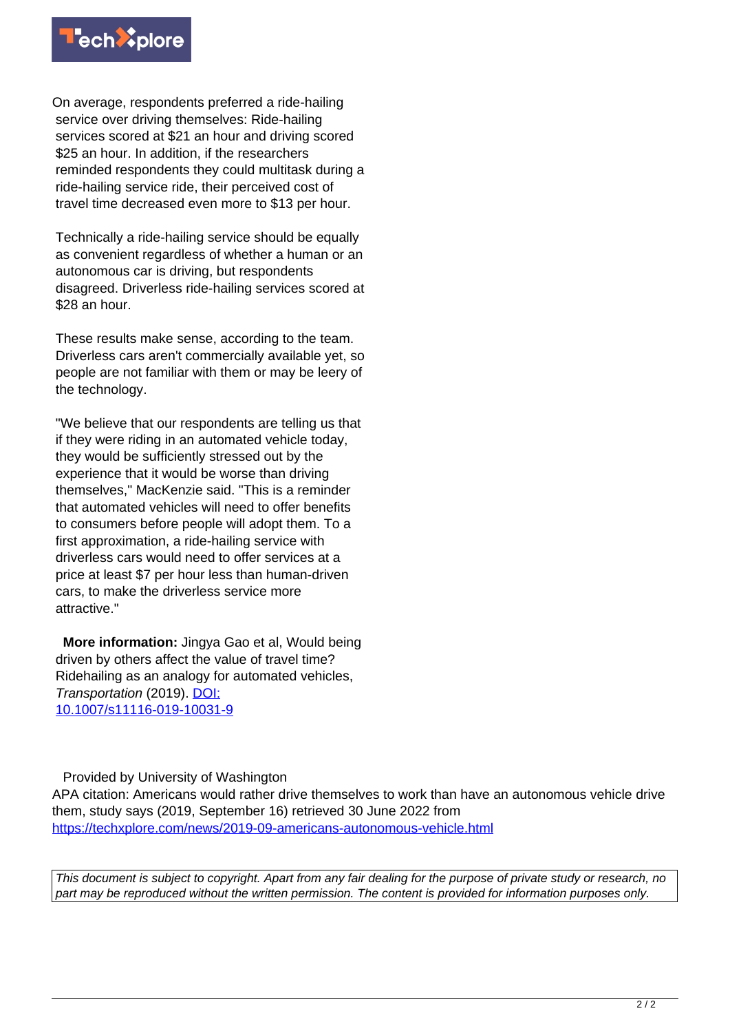On average, respondents preferred a ride-hailing service over driving themselves: Ride-hailing services scored at $21 an hour and driving scored $25 an hour. In addition, if the researchers reminded respondents they could multitask during a ride-hailing service ride, their perceived cost of travel time decreased even more to $13 per hour.

Technically a ride-hailing service should be equally as convenient regardless of whether a human or an autonomous car is driving, but respondents disagreed. Driverless ride-hailing services scored at $28 an hour.

These results make sense, according to the team. Driverless cars aren't commercially available yet, so people are not familiar with them or may be leery of the technology.

"We believe that our respondents are telling us that if they were riding in an automated vehicle today, they would be sufficiently stressed out by the experience that it would be worse than driving themselves," MacKenzie said. "This is a reminder that automated vehicles will need to offer benefits to consumers before people will adopt them. To a first approximation, a ride-hailing service with driverless cars would need to offer services at a price at least $7 per hour less than human-driven cars, to make the driverless service more attractive."

**More information:** Jingya Gao et al, Would being driven by others affect the value of travel time? Ridehailing as an analogy for automated vehicles, *Transportation* (2019). [DOI: 10.1007/s11116-019-10031-9](https://doi.org/10.1007/s11116-019-10031-9)

Provided by University of Washington

APA citation: Americans would rather drive themselves to work than have an autonomous vehicle drive them, study says (2019, September 16) retrieved 30 June 2022 from https://techxplore.com/news/2019-09-americans-autonomous-vehicle.html

*This document is subject to copyright. Apart from any fair dealing for the purpose of private study or research, no part may be reproduced without the written permission. The content is provided for information purposes only.*